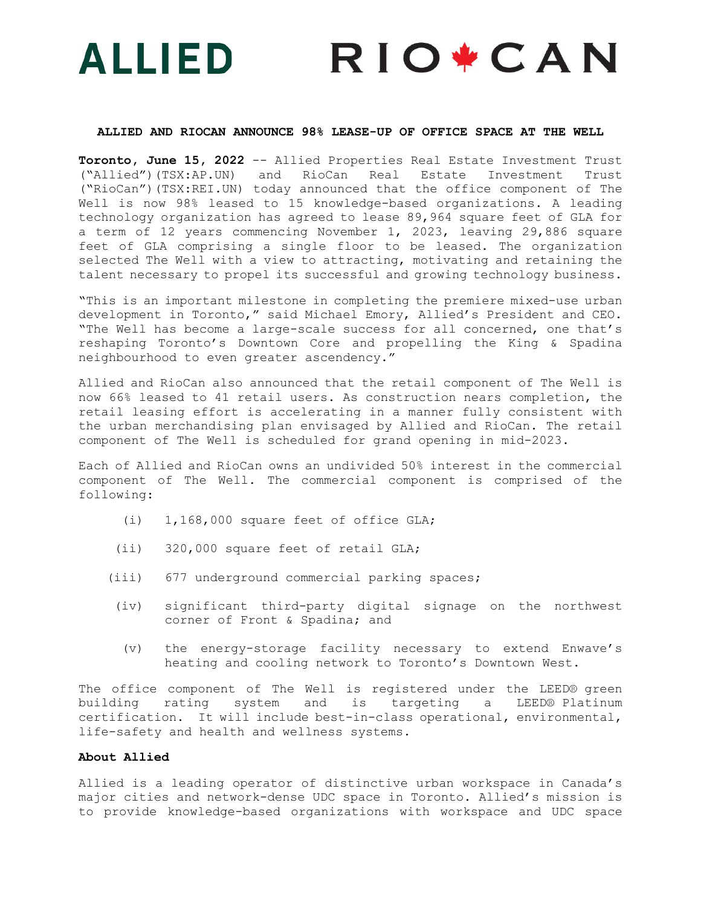ALLIED RIOCAN

**ALLIED AND RIOCAN ANNOUNCE 98% LEASE-UP OF OFFICE SPACE AT THE WELL**

**Toronto, June 15, 2022** -- Allied Properties Real Estate Investment Trust ("Allied")(TSX:AP.UN) and RioCan Real Estate Investment Trust ("RioCan")(TSX:REI.UN) today announced that the office component of The Well is now 98% leased to 15 knowledge-based organizations. A leading technology organization has agreed to lease 89,964 square feet of GLA for a term of 12 years commencing November 1, 2023, leaving 29,886 square feet of GLA comprising a single floor to be leased. The organization selected The Well with a view to attracting, motivating and retaining the talent necessary to propel its successful and growing technology business.

"This is an important milestone in completing the premiere mixed-use urban development in Toronto," said Michael Emory, Allied's President and CEO. "The Well has become a large-scale success for all concerned, one that's reshaping Toronto's Downtown Core and propelling the King & Spadina neighbourhood to even greater ascendency."

Allied and RioCan also announced that the retail component of The Well is now 66% leased to 41 retail users. As construction nears completion, the retail leasing effort is accelerating in a manner fully consistent with the urban merchandising plan envisaged by Allied and RioCan. The retail component of The Well is scheduled for grand opening in mid-2023.

Each of Allied and RioCan owns an undivided 50% interest in the commercial component of The Well. The commercial component is comprised of the following:

(i) 1,168,000 square feet of office GLA;

(ii) 320,000 square feet of retail GLA;

(iii) 677 underground commercial parking spaces;

(iv) significant third-party digital signage on the northwest corner of Front & Spadina; and

(v) the energy-storage facility necessary to extend Enwave's heating and cooling network to Toronto's Downtown West.

The office component of The Well is registered under the LEED® green building rating system and is targeting a LEED® Platinum certification. It will include best-in-class operational, environmental, life-safety and health and wellness systems.

**About Allied**

Allied is a leading operator of distinctive urban workspace in Canada's major cities and network-dense UDC space in Toronto. Allied's mission is to provide knowledge-based organizations with workspace and UDC space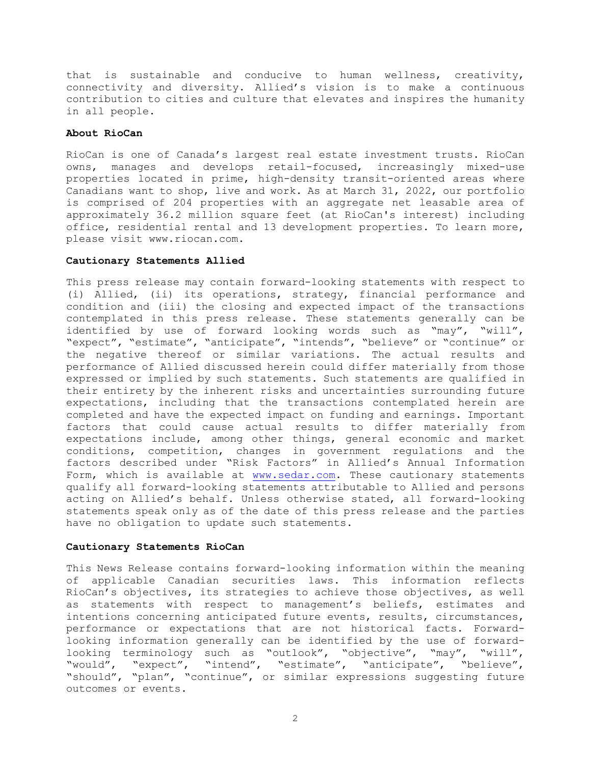that is sustainable and conducive to human wellness, creativity, connectivity and diversity. Allied's vision is to make a continuous contribution to cities and culture that elevates and inspires the humanity in all people.

**About RioCan**

RioCan is one of Canada's largest real estate investment trusts. RioCan owns, manages and develops retail-focused, increasingly mixed-use properties located in prime, high-density transit-oriented areas where Canadians want to shop, live and work. As at March 31, 2022, our portfolio is comprised of 204 properties with an aggregate net leasable area of approximately 36.2 million square feet (at RioCan's interest) including office, residential rental and 13 development properties. To learn more, please visit www.riocan.com.

**Cautionary Statements Allied**

This press release may contain forward-looking statements with respect to (i) Allied, (ii) its operations, strategy, financial performance and condition and (iii) the closing and expected impact of the transactions contemplated in this press release. These statements generally can be identified by use of forward looking words such as "may", "will", "expect", "estimate", "anticipate", "intends", "believe" or "continue" or the negative thereof or similar variations. The actual results and performance of Allied discussed herein could differ materially from those expressed or implied by such statements. Such statements are qualified in their entirety by the inherent risks and uncertainties surrounding future expectations, including that the transactions contemplated herein are completed and have the expected impact on funding and earnings. Important factors that could cause actual results to differ materially from expectations include, among other things, general economic and market conditions, competition, changes in government regulations and the factors described under "Risk Factors" in Allied's Annual Information Form, which is available at www.sedar.com. These cautionary statements qualify all forward-looking statements attributable to Allied and persons acting on Allied's behalf. Unless otherwise stated, all forward-looking statements speak only as of the date of this press release and the parties have no obligation to update such statements.

**Cautionary Statements RioCan**

This News Release contains forward-looking information within the meaning of applicable Canadian securities laws. This information reflects RioCan's objectives, its strategies to achieve those objectives, as well as statements with respect to management's beliefs, estimates and intentions concerning anticipated future events, results, circumstances, performance or expectations that are not historical facts. Forward-looking information generally can be identified by the use of forward-looking terminology such as "outlook", "objective", "may", "will", "would", "expect", "intend", "estimate", "anticipate", "believe", "should", "plan", "continue", or similar expressions suggesting future outcomes or events.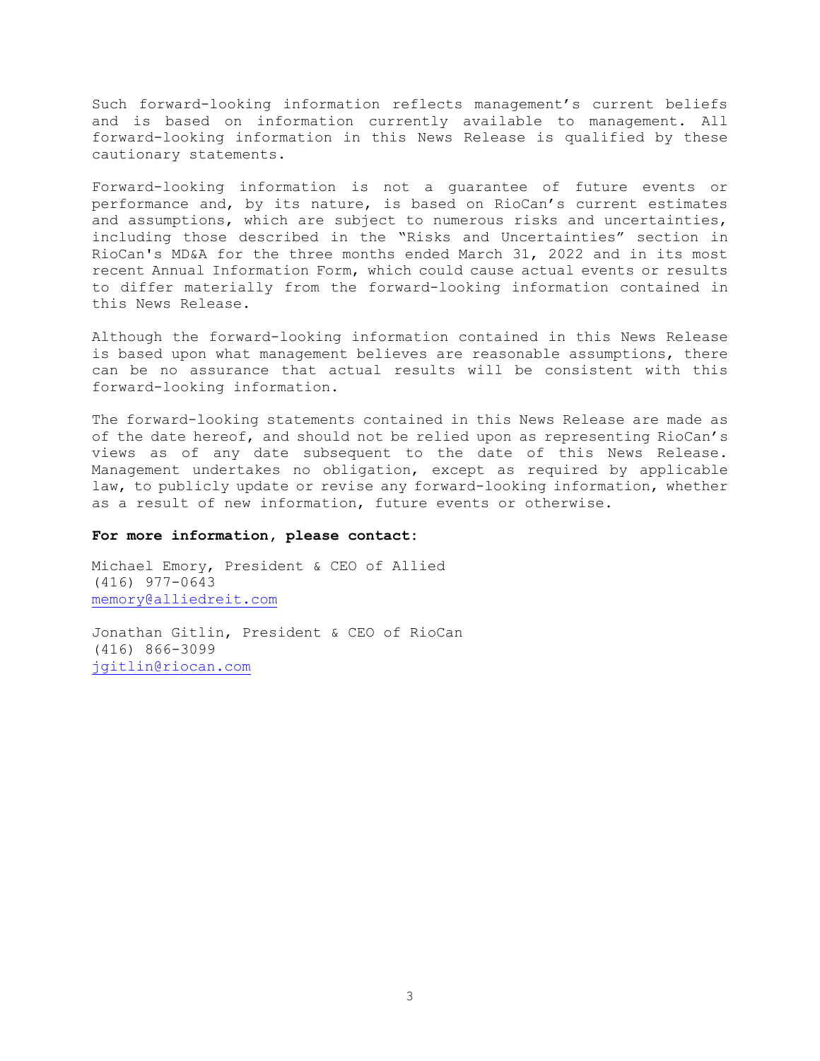Such forward-looking information reflects management's current beliefs and is based on information currently available to management. All forward-looking information in this News Release is qualified by these cautionary statements.

Forward-looking information is not a guarantee of future events or performance and, by its nature, is based on RioCan's current estimates and assumptions, which are subject to numerous risks and uncertainties, including those described in the "Risks and Uncertainties" section in RioCan's MD&A for the three months ended March 31, 2022 and in its most recent Annual Information Form, which could cause actual events or results to differ materially from the forward-looking information contained in this News Release.

Although the forward-looking information contained in this News Release is based upon what management believes are reasonable assumptions, there can be no assurance that actual results will be consistent with this forward-looking information.

The forward-looking statements contained in this News Release are made as of the date hereof, and should not be relied upon as representing RioCan's views as of any date subsequent to the date of this News Release. Management undertakes no obligation, except as required by applicable law, to publicly update or revise any forward-looking information, whether as a result of new information, future events or otherwise.

**For more information, please contact:**

Michael Emory, President & CEO of Allied
(416) 977-0643
memory@alliedreit.com

Jonathan Gitlin, President & CEO of RioCan
(416) 866-3099
jgitlin@riocan.com